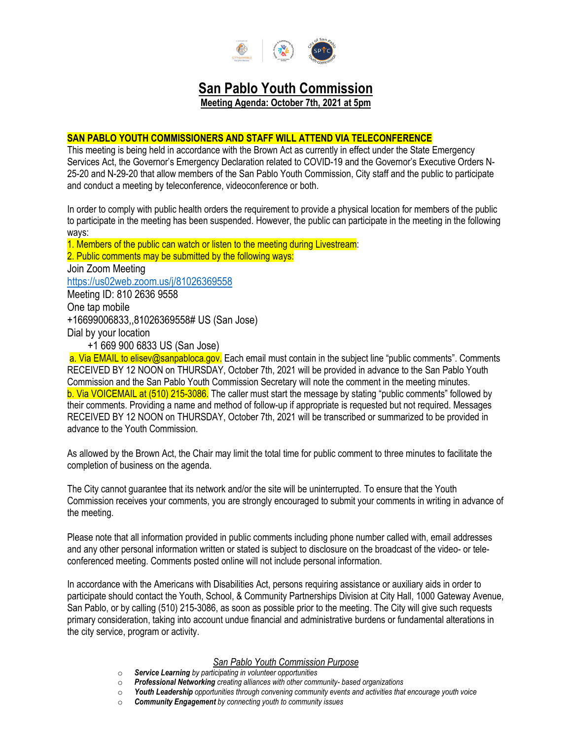# San Pablo Youth Commission

**Meeting Agenda: October 7th, 2021 at 5pm**

**SAN PABLO YOUTH COMMISSIONERS AND STAFF WILL ATTEND VIA TELECONFERENCE**

This meeting is being held in accordance with the Brown Act as currently in effect under the State Emergency Services Act, the Governor's Emergency Declaration related to COVID-19 and the Governor's Executive Orders N-25-20 and N-29-20 that allow members of the San Pablo Youth Commission, City staff and the public to participate and conduct a meeting by teleconference, videoconference or both.

In order to comply with public health orders the requirement to provide a physical location for members of the public to participate in the meeting has been suspended. However, the public can participate in the meeting in the following ways:

1. Members of the public can watch or listen to the meeting during Livestream:
2. Public comments may be submitted by the following ways:

Join Zoom Meeting
https://us02web.zoom.us/j/81026369558
Meeting ID: 810 2636 9558
One tap mobile
+16699006833,,81026369558# US (San Jose)
Dial by your location
+1 669 900 6833 US (San Jose)

a. Via EMAIL to elisev@sanpabloca.gov. Each email must contain in the subject line "public comments". Comments RECEIVED BY 12 NOON on THURSDAY, October 7th, 2021 will be provided in advance to the San Pablo Youth Commission and the San Pablo Youth Commission Secretary will note the comment in the meeting minutes.
b. Via VOICEMAIL at (510) 215-3086. The caller must start the message by stating "public comments" followed by their comments. Providing a name and method of follow-up if appropriate is requested but not required. Messages RECEIVED BY 12 NOON on THURSDAY, October 7th, 2021 will be transcribed or summarized to be provided in advance to the Youth Commission.

As allowed by the Brown Act, the Chair may limit the total time for public comment to three minutes to facilitate the completion of business on the agenda.

The City cannot guarantee that its network and/or the site will be uninterrupted. To ensure that the Youth Commission receives your comments, you are strongly encouraged to submit your comments in writing in advance of the meeting.

Please note that all information provided in public comments including phone number called with, email addresses and any other personal information written or stated is subject to disclosure on the broadcast of the video- or tele-conferenced meeting. Comments posted online will not include personal information.

In accordance with the Americans with Disabilities Act, persons requiring assistance or auxiliary aids in order to participate should contact the Youth, School, & Community Partnerships Division at City Hall, 1000 Gateway Avenue, San Pablo, or by calling (510) 215-3086, as soon as possible prior to the meeting. The City will give such requests primary consideration, taking into account undue financial and administrative burdens or fundamental alterations in the city service, program or activity.

*San Pablo Youth Commission Purpose*

- ***Service Learning*** *by participating in volunteer opportunities*
- ***Professional Networking*** *creating alliances with other community- based organizations*
- ***Youth Leadership*** *opportunities through convening community events and activities that encourage youth voice*
- ***Community Engagement*** *by connecting youth to community issues*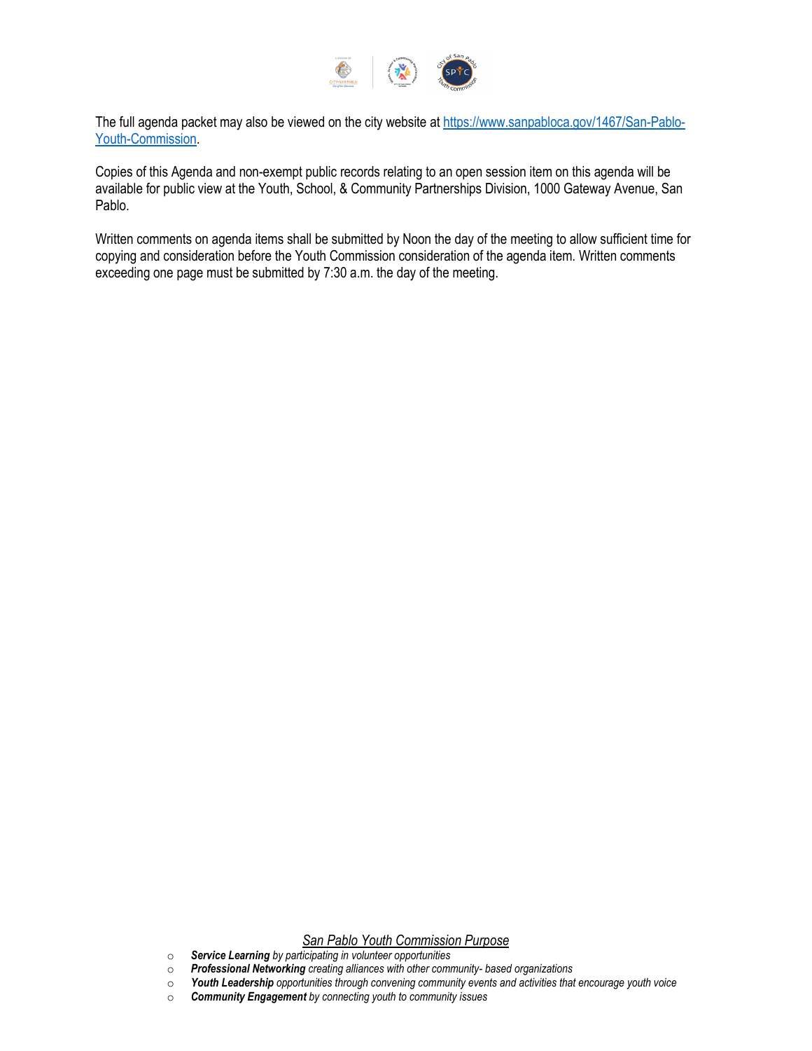The full agenda packet may also be viewed on the city website at [https://www.sanpabloca.gov/1467/San-Pablo-Youth-Commission](https://www.sanpabloca.gov/1467/San-Pablo-Youth-Commission).

Copies of this Agenda and non-exempt public records relating to an open session item on this agenda will be available for public view at the Youth, School, & Community Partnerships Division, 1000 Gateway Avenue, San Pablo.

Written comments on agenda items shall be submitted by Noon the day of the meeting to allow sufficient time for copying and consideration before the Youth Commission consideration of the agenda item. Written comments exceeding one page must be submitted by 7:30 a.m. the day of the meeting.

*San Pablo Youth Commission Purpose*

- ***Service Learning*** *by participating in volunteer opportunities*
- ***Professional Networking*** *creating alliances with other community- based organizations*
- ***Youth Leadership*** *opportunities through convening community events and activities that encourage youth voice*
- ***Community Engagement*** *by connecting youth to community issues*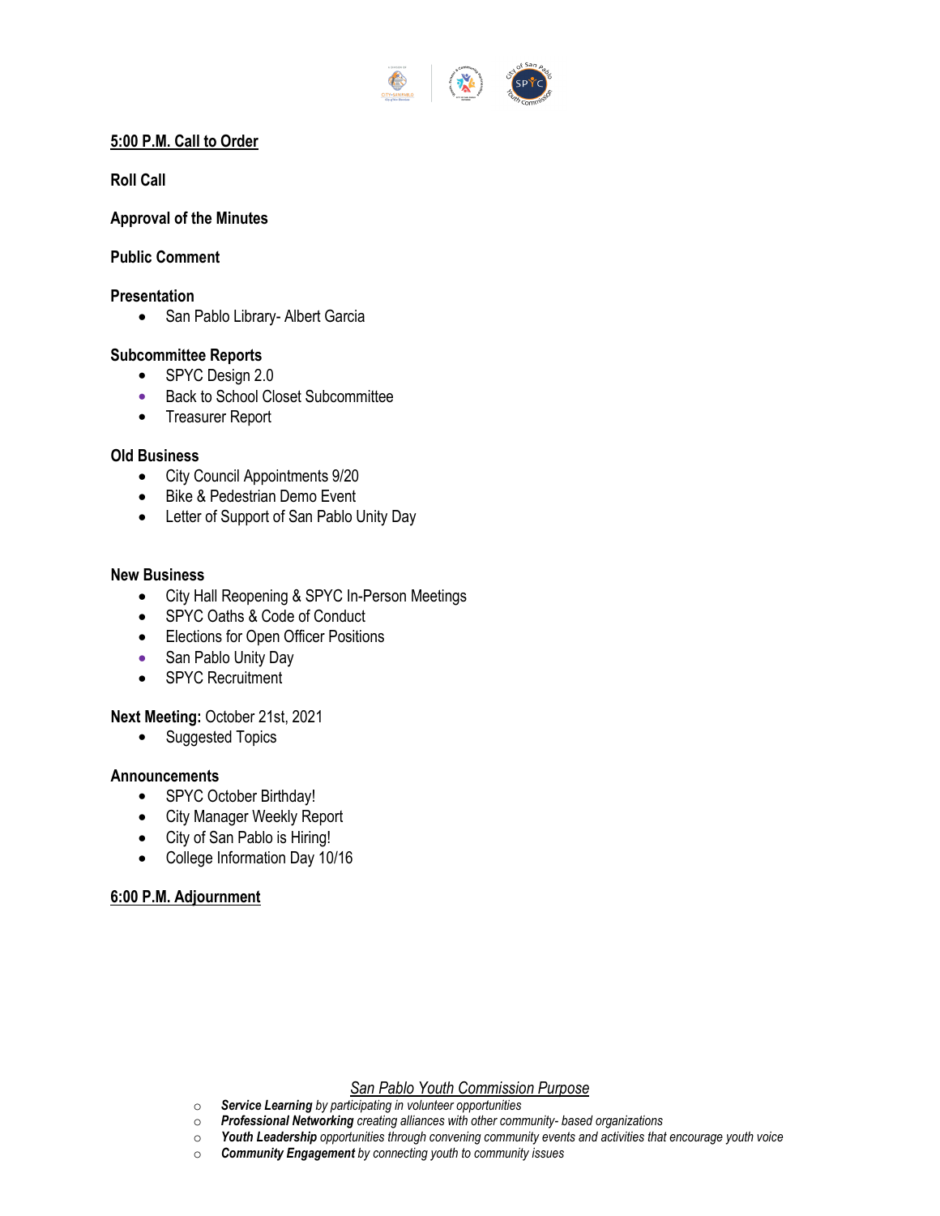**5:00 P.M. Call to Order**

**Roll Call**

**Approval of the Minutes**

**Public Comment**

**Presentation**

- San Pablo Library- Albert Garcia

**Subcommittee Reports**

- SPYC Design 2.0
- Back to School Closet Subcommittee
- Treasurer Report

**Old Business**

- City Council Appointments 9/20
- Bike & Pedestrian Demo Event
- Letter of Support of San Pablo Unity Day

**New Business**

- City Hall Reopening & SPYC In-Person Meetings
- SPYC Oaths & Code of Conduct
- Elections for Open Officer Positions
- San Pablo Unity Day
- SPYC Recruitment

**Next Meeting:** October 21st, 2021

- Suggested Topics

**Announcements**

- SPYC October Birthday!
- City Manager Weekly Report
- City of San Pablo is Hiring!
- College Information Day 10/16

**6:00 P.M. Adjournment**

*San Pablo Youth Commission Purpose*

- ***Service Learning*** *by participating in volunteer opportunities*
- ***Professional Networking*** *creating alliances with other community- based organizations*
- ***Youth Leadership*** *opportunities through convening community events and activities that encourage youth voice*
- ***Community Engagement*** *by connecting youth to community issues*